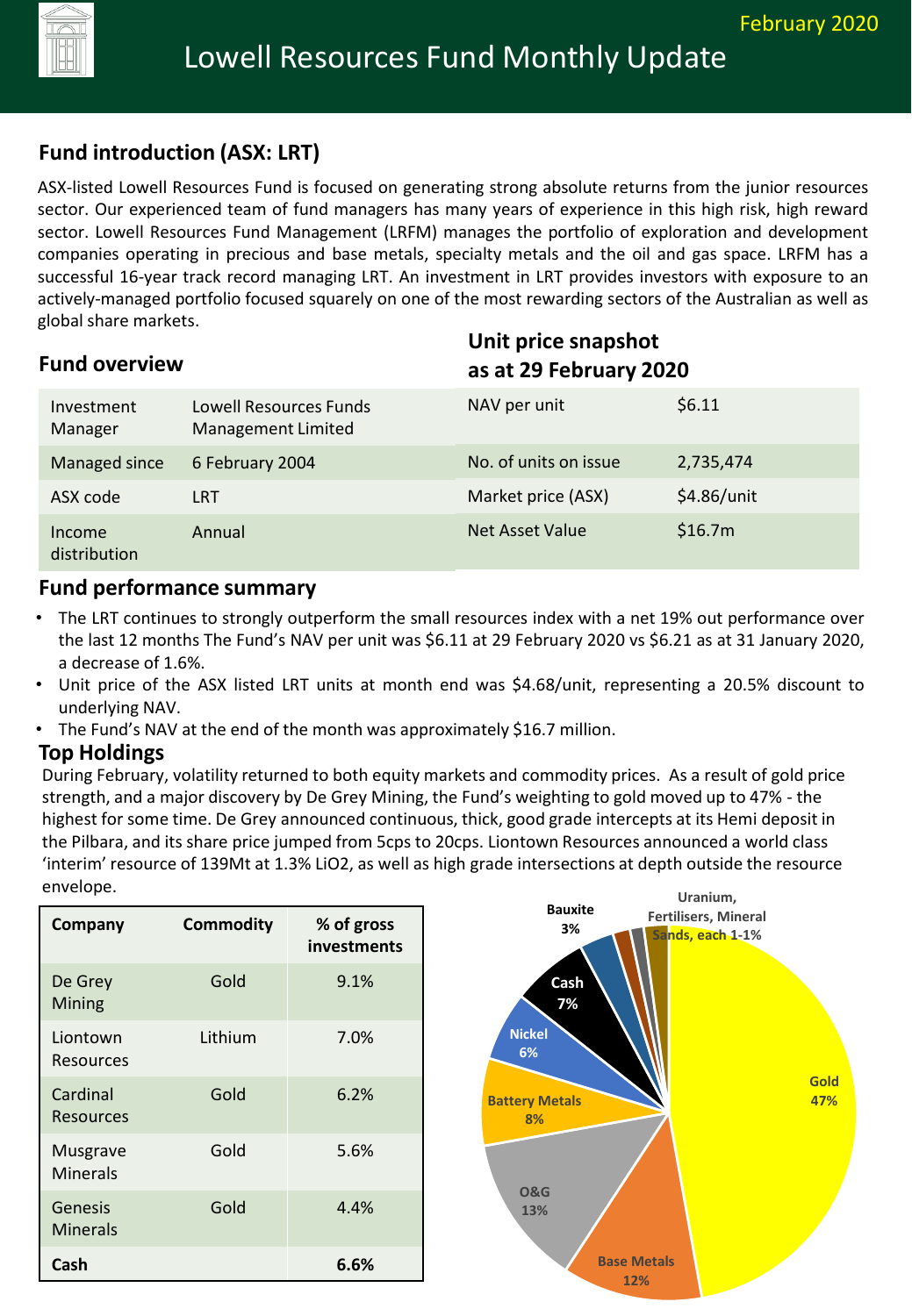# Lowell Resources Fund Monthly Update

February 2020

## Fund introduction (ASX: LRT)

ASX-listed Lowell Resources Fund is focused on generating strong absolute returns from the junior resources sector. Our experienced team of fund managers has many years of experience in this high risk, high reward sector. Lowell Resources Fund Management (LRFM) manages the portfolio of exploration and development companies operating in precious and base metals, specialty metals and the oil and gas space. LRFM has a successful 16-year track record managing LRT. An investment in LRT provides investors with exposure to an actively-managed portfolio focused squarely on one of the most rewarding sectors of the Australian as well as global share markets.

## Fund overview

| | |
|---|---|
| Investment Manager | Lowell Resources Funds Management Limited |
| Managed since | 6 February 2004 |
| ASX code | LRT |
| Income distribution | Annual |

## Unit price snapshot as at 29 February 2020

| | |
|---|---|
| NAV per unit | $6.11 |
| No. of units on issue | 2,735,474 |
| Market price (ASX) | $4.86/unit |
| Net Asset Value | $16.7m |

## Fund performance summary

- The LRT continues to strongly outperform the small resources index with a net 19% out performance over the last 12 months The Fund's NAV per unit was $6.11 at 29 February 2020 vs $6.21 as at 31 January 2020, a decrease of 1.6%.
- Unit price of the ASX listed LRT units at month end was $4.68/unit, representing a 20.5% discount to underlying NAV.
- The Fund's NAV at the end of the month was approximately $16.7 million.

## Top Holdings

During February, volatility returned to both equity markets and commodity prices. As a result of gold price strength, and a major discovery by De Grey Mining, the Fund's weighting to gold moved up to 47% - the highest for some time. De Grey announced continuous, thick, good grade intercepts at its Hemi deposit in the Pilbara, and its share price jumped from 5cps to 20cps. Liontown Resources announced a world class 'interim' resource of 139Mt at 1.3% LiO2, as well as high grade intersections at depth outside the resource envelope.

| Company | Commodity | % of gross investments |
|---|---|---|
| De Grey Mining | Gold | 9.1% |
| Liontown Resources | Lithium | 7.0% |
| Cardinal Resources | Gold | 6.2% |
| Musgrave Minerals | Gold | 5.6% |
| Genesis Minerals | Gold | 4.4% |
| **Cash** | | **6.6%** |

| Commodity | Weighting |
|---|---|
| Gold | 47% |
| Base Metals | 12% |
| O&G | 13% |
| Battery Metals | 8% |
| Nickel | 6% |
| Cash | 7% |
| Bauxite | 3% |
| Uranium, Fertilisers, Mineral Sands, each | 1-1% |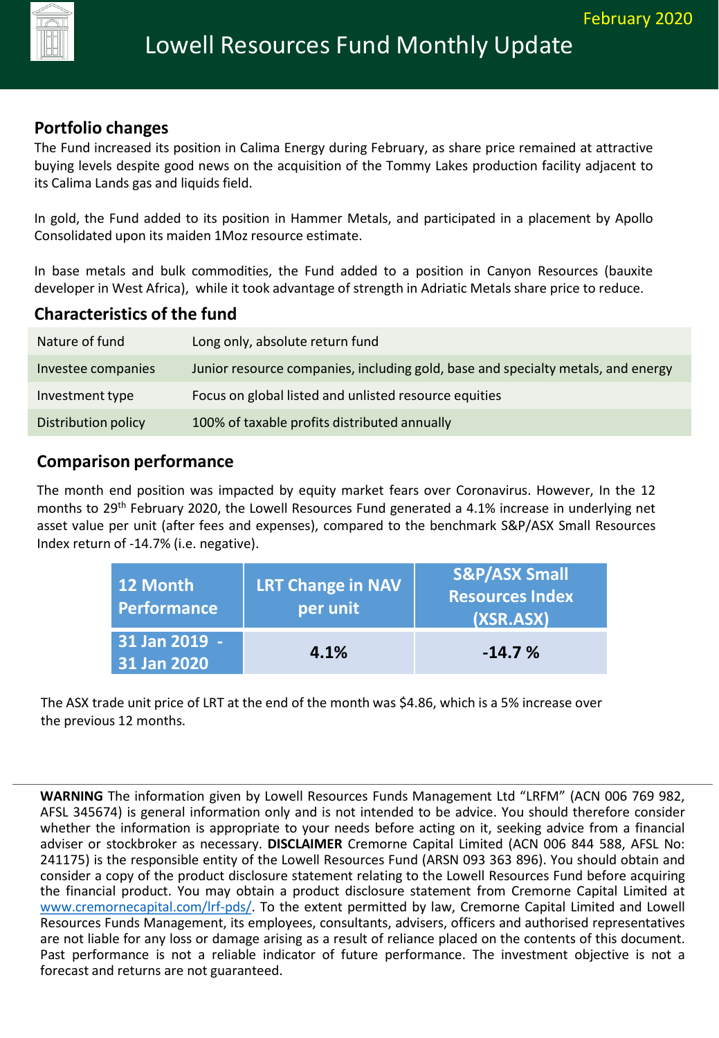# Lowell Resources Fund Monthly Update

February 2020

## Portfolio changes

The Fund increased its position in Calima Energy during February, as share price remained at attractive buying levels despite good news on the acquisition of the Tommy Lakes production facility adjacent to its Calima Lands gas and liquids field.

In gold, the Fund added to its position in Hammer Metals, and participated in a placement by Apollo Consolidated upon its maiden 1Moz resource estimate.

In base metals and bulk commodities, the Fund added to a position in Canyon Resources (bauxite developer in West Africa), while it took advantage of strength in Adriatic Metals share price to reduce.

## Characteristics of the fund

| | |
|---|---|
| Nature of fund | Long only, absolute return fund |
| Investee companies | Junior resource companies, including gold, base and specialty metals, and energy |
| Investment type | Focus on global listed and unlisted resource equities |
| Distribution policy | 100% of taxable profits distributed annually |

## Comparison performance

The month end position was impacted by equity market fears over Coronavirus. However, In the 12 months to 29th February 2020, the Lowell Resources Fund generated a 4.1% increase in underlying net asset value per unit (after fees and expenses), compared to the benchmark S&P/ASX Small Resources Index return of -14.7% (i.e. negative).

| 12 Month Performance | LRT Change in NAV per unit | S&P/ASX Small Resources Index (XSR.ASX) |
|---|---|---|
| 31 Jan 2019 - 31 Jan 2020 | 4.1% | -14.7 % |

The ASX trade unit price of LRT at the end of the month was $4.86, which is a 5% increase over the previous 12 months.

**WARNING** The information given by Lowell Resources Funds Management Ltd "LRFM" (ACN 006 769 982, AFSL 345674) is general information only and is not intended to be advice. You should therefore consider whether the information is appropriate to your needs before acting on it, seeking advice from a financial adviser or stockbroker as necessary. **DISCLAIMER** Cremorne Capital Limited (ACN 006 844 588, AFSL No: 241175) is the responsible entity of the Lowell Resources Fund (ARSN 093 363 896). You should obtain and consider a copy of the product disclosure statement relating to the Lowell Resources Fund before acquiring the financial product. You may obtain a product disclosure statement from Cremorne Capital Limited at www.cremornecapital.com/lrf-pds/. To the extent permitted by law, Cremorne Capital Limited and Lowell Resources Funds Management, its employees, consultants, advisers, officers and authorised representatives are not liable for any loss or damage arising as a result of reliance placed on the contents of this document. Past performance is not a reliable indicator of future performance. The investment objective is not a forecast and returns are not guaranteed.